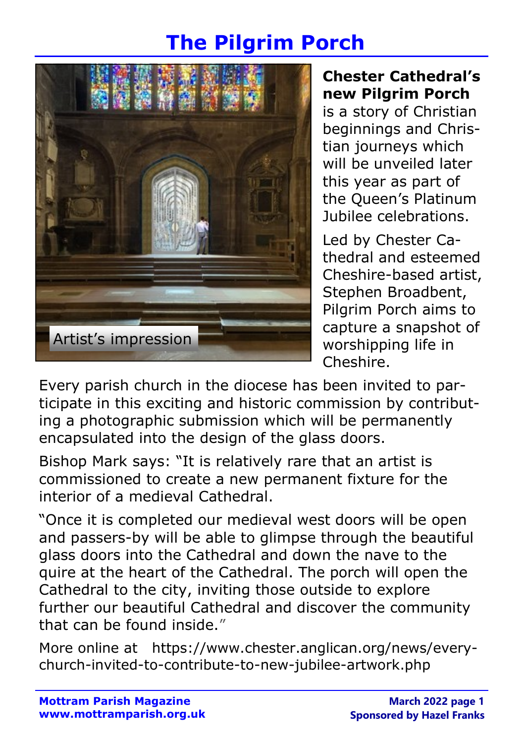# The Pilgrim Porch

Artist's impression

**Chester Cathedral's new Pilgrim Porch** is a story of Christian beginnings and Christian journeys which will be unveiled later this year as part of the Queen's Platinum Jubilee celebrations.

Led by Chester Cathedral and esteemed Cheshire-based artist, Stephen Broadbent, Pilgrim Porch aims to capture a snapshot of worshipping life in Cheshire.

Every parish church in the diocese has been invited to participate in this exciting and historic commission by contributing a photographic submission which will be permanently encapsulated into the design of the glass doors.

Bishop Mark says: "It is relatively rare that an artist is commissioned to create a new permanent fixture for the interior of a medieval Cathedral.

"Once it is completed our medieval west doors will be open and passers-by will be able to glimpse through the beautiful glass doors into the Cathedral and down the nave to the quire at the heart of the Cathedral. The porch will open the Cathedral to the city, inviting those outside to explore further our beautiful Cathedral and discover the community that can be found inside."

More online at https://www.chester.anglican.org/news/every-church-invited-to-contribute-to-new-jubilee-artwork.php

**Sponsored by Hazel Franks**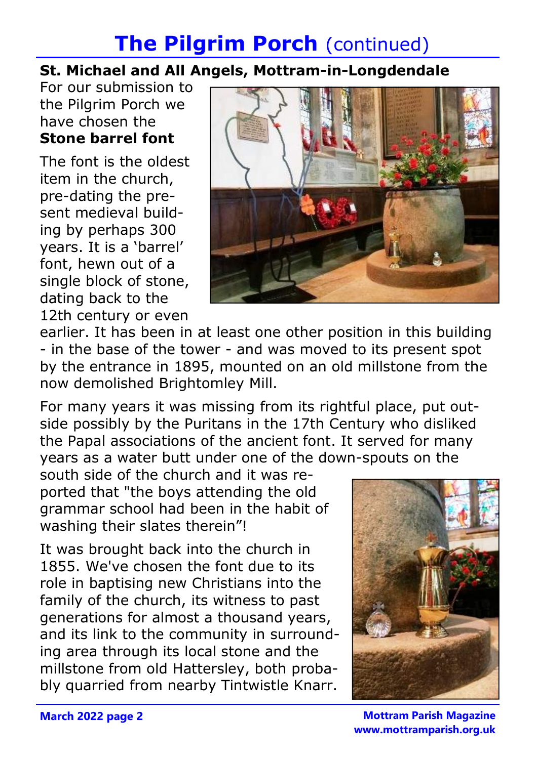# The Pilgrim Porch (continued)

## St. Michael and All Angels, Mottram-in-Longdendale

For our submission to the Pilgrim Porch we have chosen the **Stone barrel font**

The font is the oldest item in the church, pre-dating the present medieval building by perhaps 300 years. It is a 'barrel' font, hewn out of a single block of stone, dating back to the 12th century or even earlier. It has been in at least one other position in this building - in the base of the tower - and was moved to its present spot by the entrance in 1895, mounted on an old millstone from the now demolished Brightomley Mill.

For many years it was missing from its rightful place, put outside possibly by the Puritans in the 17th Century who disliked the Papal associations of the ancient font. It served for many years as a water butt under one of the down-spouts on the south side of the church and it was reported that "the boys attending the old grammar school had been in the habit of washing their slates therein"!

It was brought back into the church in 1855. We've chosen the font due to its role in baptising new Christians into the family of the church, its witness to past generations for almost a thousand years, and its link to the community in surrounding area through its local stone and the millstone from old Hattersley, both probably quarried from nearby Tintwistle Knarr.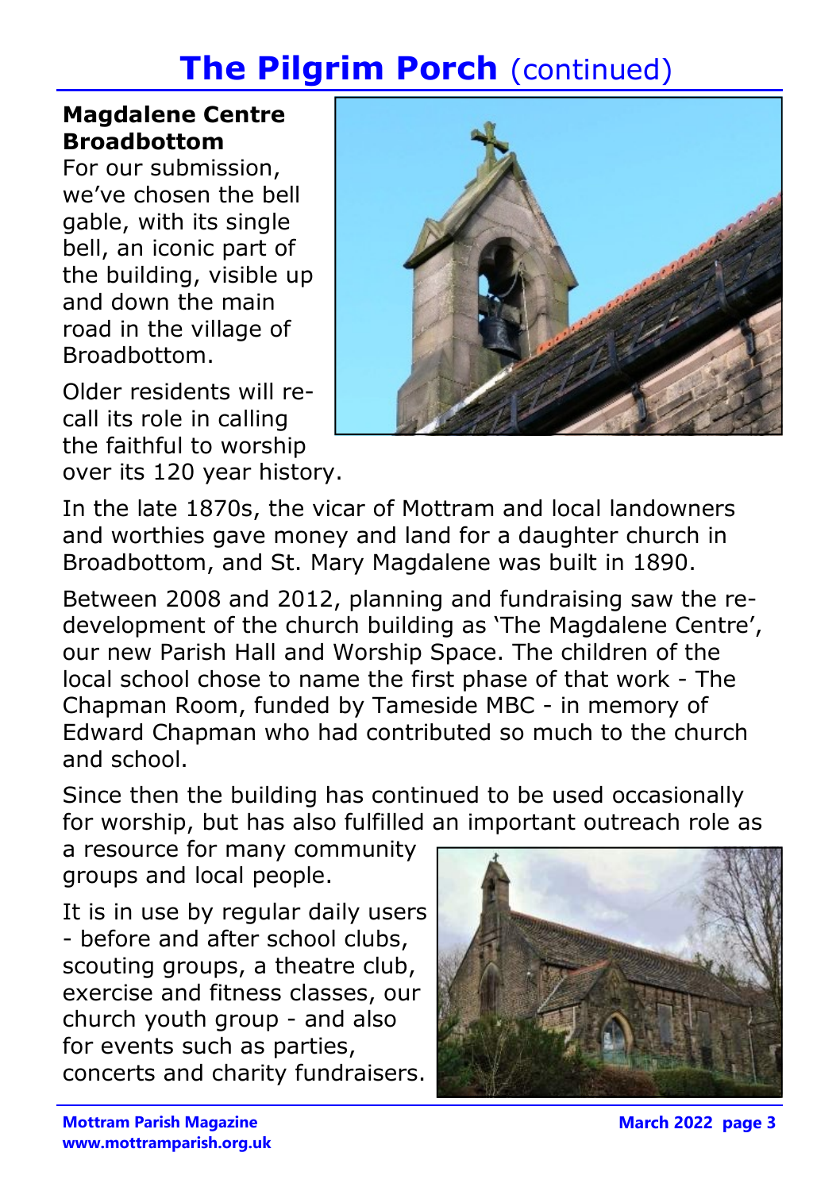# The Pilgrim Porch (continued)

**Magdalene Centre Broadbottom**

For our submission, we've chosen the bell gable, with its single bell, an iconic part of the building, visible up and down the main road in the village of Broadbottom.

Older residents will recall its role in calling the faithful to worship over its 120 year history.

In the late 1870s, the vicar of Mottram and local landowners and worthies gave money and land for a daughter church in Broadbottom, and St. Mary Magdalene was built in 1890.

Between 2008 and 2012, planning and fundraising saw the redevelopment of the church building as 'The Magdalene Centre', our new Parish Hall and Worship Space. The children of the local school chose to name the first phase of that work - The Chapman Room, funded by Tameside MBC - in memory of Edward Chapman who had contributed so much to the church and school.

Since then the building has continued to be used occasionally for worship, but has also fulfilled an important outreach role as a resource for many community groups and local people.

It is in use by regular daily users - before and after school clubs, scouting groups, a theatre club, exercise and fitness classes, our church youth group - and also for events such as parties, concerts and charity fundraisers.